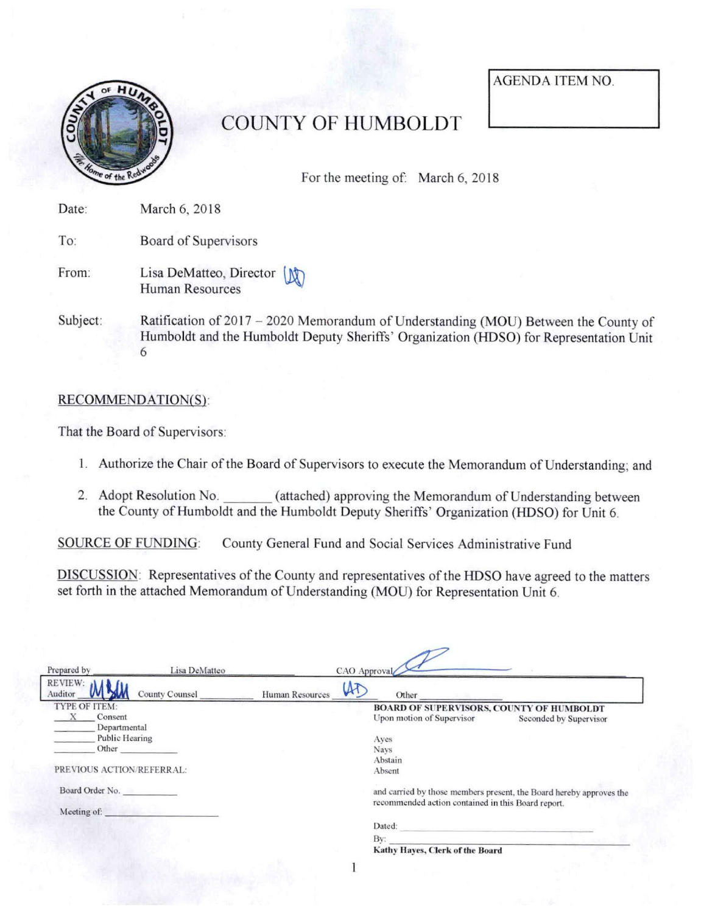# COUNTY OF HUMBOLDT

AGENDA ITEM NO.

For the meeting of: March 6, 2018

Date: March 6, 2018

To: Board of Supervisors

From: Lisa DeMatteo, Director
Human Resources

Subject: Ratification of 2017 – 2020 Memorandum of Understanding (MOU) Between the County of Humboldt and the Humboldt Deputy Sheriffs' Organization (HDSO) for Representation Unit 6

## RECOMMENDATION(S):

That the Board of Supervisors:

1. Authorize the Chair of the Board of Supervisors to execute the Memorandum of Understanding; and
2. Adopt Resolution No. _______ (attached) approving the Memorandum of Understanding between the County of Humboldt and the Humboldt Deputy Sheriffs' Organization (HDSO) for Unit 6.

SOURCE OF FUNDING: County General Fund and Social Services Administrative Fund

DISCUSSION: Representatives of the County and representatives of the HDSO have agreed to the matters set forth in the attached Memorandum of Understanding (MOU) for Representation Unit 6.

Prepared by Lisa DeMatteo CAO Approval

REVIEW: Auditor County Counsel _______ Human Resources _______ Other _______

TYPE OF ITEM:
__X__ Consent
_____ Departmental
_____ Public Hearing
_____ Other _______

PREVIOUS ACTION/REFERRAL:

Board Order No. _______

Meeting of: _______

**BOARD OF SUPERVISORS, COUNTY OF HUMBOLDT**
Upon motion of Supervisor Seconded by Supervisor

Ayes
Nays
Abstain
Absent

and carried by those members present, the Board hereby approves the recommended action contained in this Board report.

Dated: _______
By: _______
**Kathy Hayes, Clerk of the Board**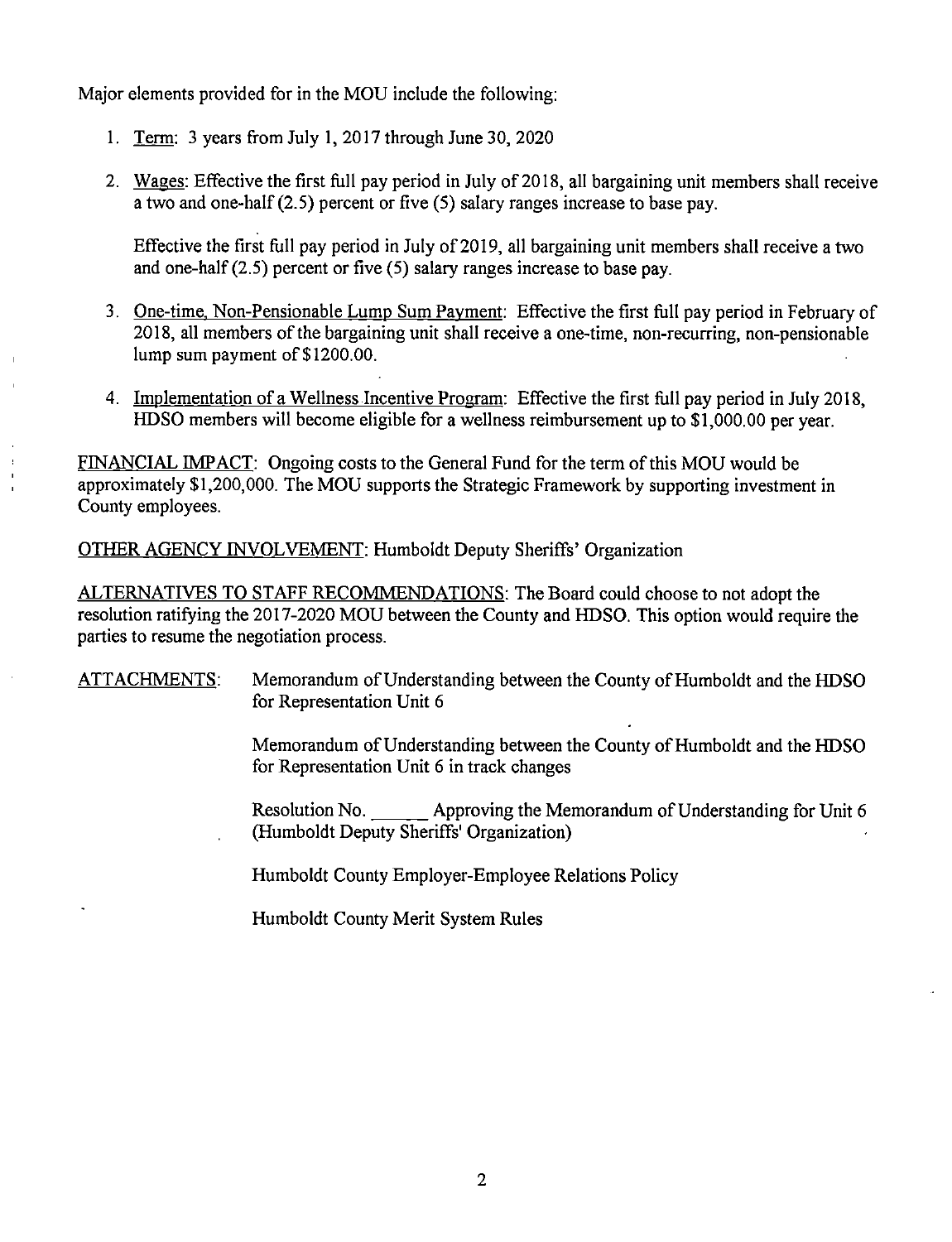Major elements provided for in the MOU include the following:

1. Term: 3 years from July 1, 2017 through June 30, 2020

2. Wages: Effective the first full pay period in July of 2018, all bargaining unit members shall receive a two and one-half (2.5) percent or five (5) salary ranges increase to base pay.

   Effective the first full pay period in July of 2019, all bargaining unit members shall receive a two and one-half (2.5) percent or five (5) salary ranges increase to base pay.

3. One-time, Non-Pensionable Lump Sum Payment: Effective the first full pay period in February of 2018, all members of the bargaining unit shall receive a one-time, non-recurring, non-pensionable lump sum payment of $1200.00.

4. Implementation of a Wellness Incentive Program: Effective the first full pay period in July 2018, HDSO members will become eligible for a wellness reimbursement up to $1,000.00 per year.

FINANCIAL IMPACT: Ongoing costs to the General Fund for the term of this MOU would be approximately $1,200,000. The MOU supports the Strategic Framework by supporting investment in County employees.

OTHER AGENCY INVOLVEMENT: Humboldt Deputy Sheriffs' Organization

ALTERNATIVES TO STAFF RECOMMENDATIONS: The Board could choose to not adopt the resolution ratifying the 2017-2020 MOU between the County and HDSO. This option would require the parties to resume the negotiation process.

ATTACHMENTS: Memorandum of Understanding between the County of Humboldt and the HDSO for Representation Unit 6

Memorandum of Understanding between the County of Humboldt and the HDSO for Representation Unit 6 in track changes

Resolution No. ______ Approving the Memorandum of Understanding for Unit 6 (Humboldt Deputy Sheriffs' Organization)

Humboldt County Employer-Employee Relations Policy

Humboldt County Merit System Rules